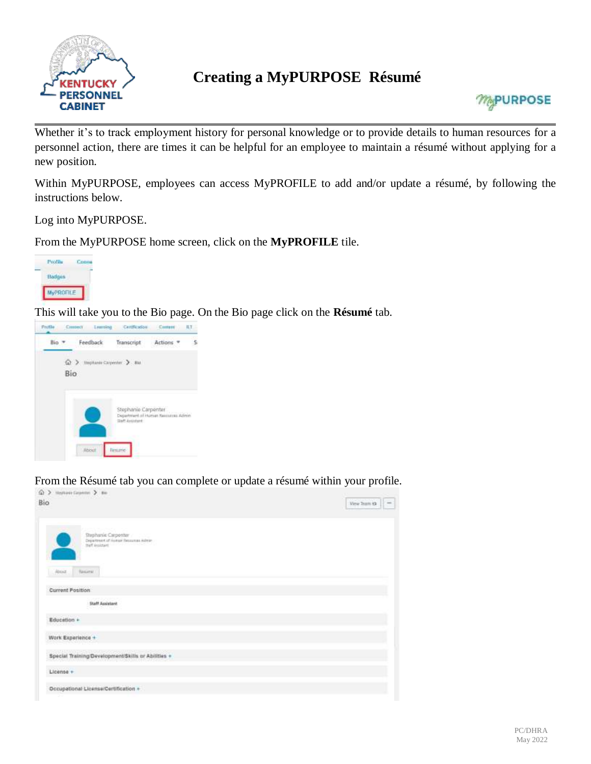# Creating a MyPURPOSE Résumé

Whether it's to track employment history for personal knowledge or to provide details to human resources for a personnel action, there are times it can be helpful for an employee to maintain a résumé without applying for a new position.

Within MyPURPOSE, employees can access MyPROFILE to add and/or update a résumé, by following the instructions below.

Log into MyPURPOSE.

From the MyPURPOSE home screen, click on the **MyPROFILE** tile.

This will take you to the Bio page. On the Bio page click on the **Résumé** tab.

From the Résumé tab you can complete or update a résumé within your profile.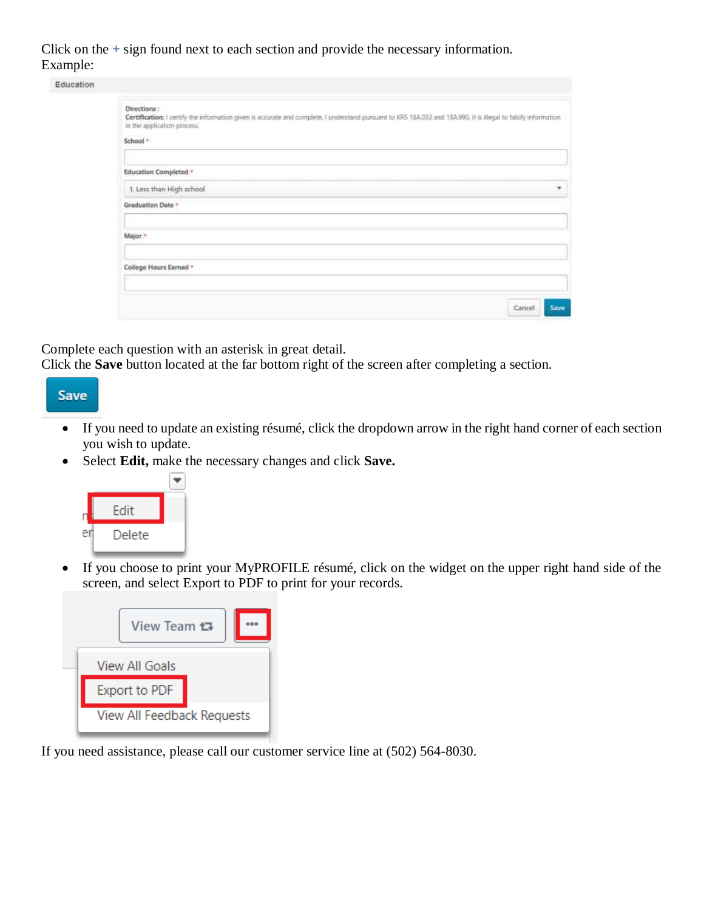Click on the + sign found next to each section and provide the necessary information.
Example:

Complete each question with an asterisk in great detail.
Click the **Save** button located at the far bottom right of the screen after completing a section.

- If you need to update an existing résumé, click the dropdown arrow in the right hand corner of each section you wish to update.
- Select **Edit,** make the necessary changes and click **Save.**

- If you choose to print your MyPROFILE résumé, click on the widget on the upper right hand side of the screen, and select Export to PDF to print for your records.

If you need assistance, please call our customer service line at (502) 564-8030.